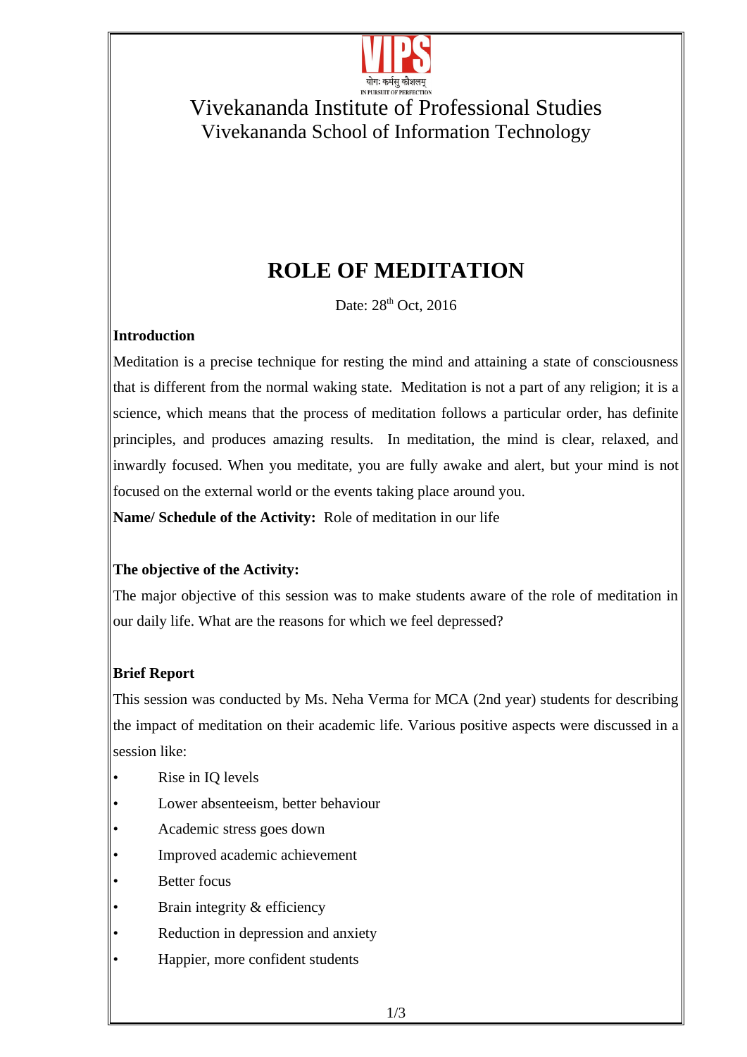Vivekananda Institute of Professional Studies
Vivekananda School of Information Technology

# ROLE OF MEDITATION

Date: 28th Oct, 2016

**Introduction**

Meditation is a precise technique for resting the mind and attaining a state of consciousness that is different from the normal waking state. Meditation is not a part of any religion; it is a science, which means that the process of meditation follows a particular order, has definite principles, and produces amazing results. In meditation, the mind is clear, relaxed, and inwardly focused. When you meditate, you are fully awake and alert, but your mind is not focused on the external world or the events taking place around you.

**Name/ Schedule of the Activity:** Role of meditation in our life

**The objective of the Activity:**

The major objective of this session was to make students aware of the role of meditation in our daily life. What are the reasons for which we feel depressed?

**Brief Report**

This session was conducted by Ms. Neha Verma for MCA (2nd year) students for describing the impact of meditation on their academic life. Various positive aspects were discussed in a session like:

- Rise in IQ levels
- Lower absenteeism, better behaviour
- Academic stress goes down
- Improved academic achievement
- Better focus
- Brain integrity & efficiency
- Reduction in depression and anxiety
- Happier, more confident students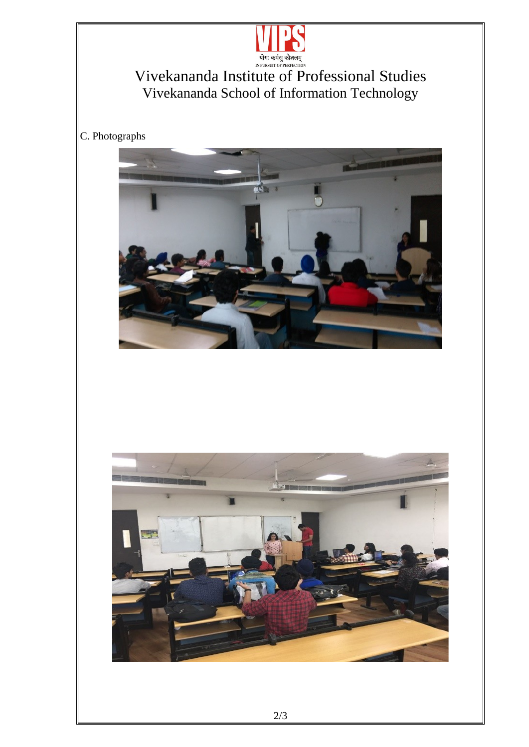योगः कर्मसु कौशलम्
IN PURSUIT OF PERFECTION

# Vivekananda Institute of Professional Studies

## Vivekananda School of Information Technology

C. Photographs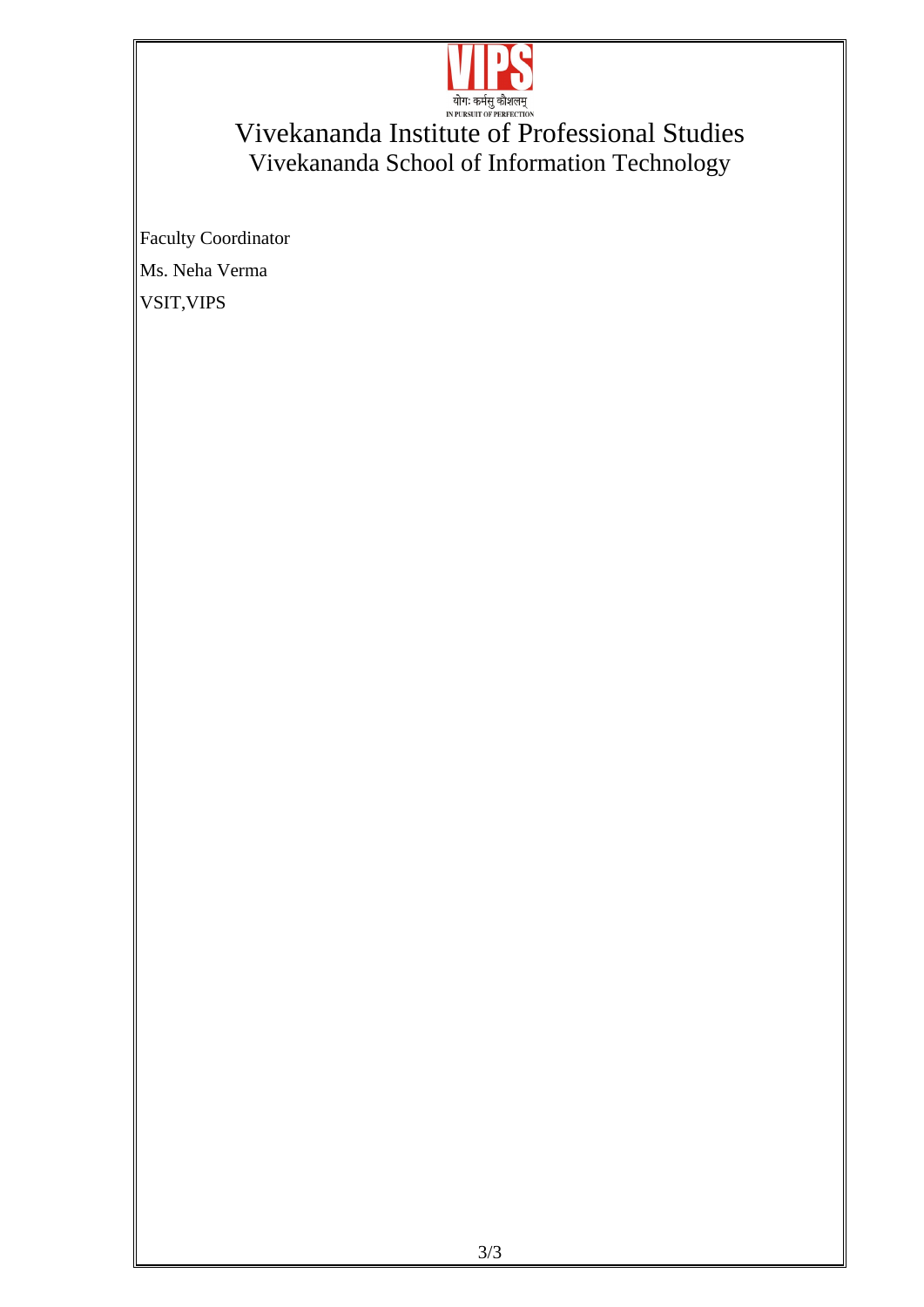Vivekananda Institute of Professional Studies

Vivekananda School of Information Technology

Faculty Coordinator

Ms. Neha Verma

VSIT,VIPS